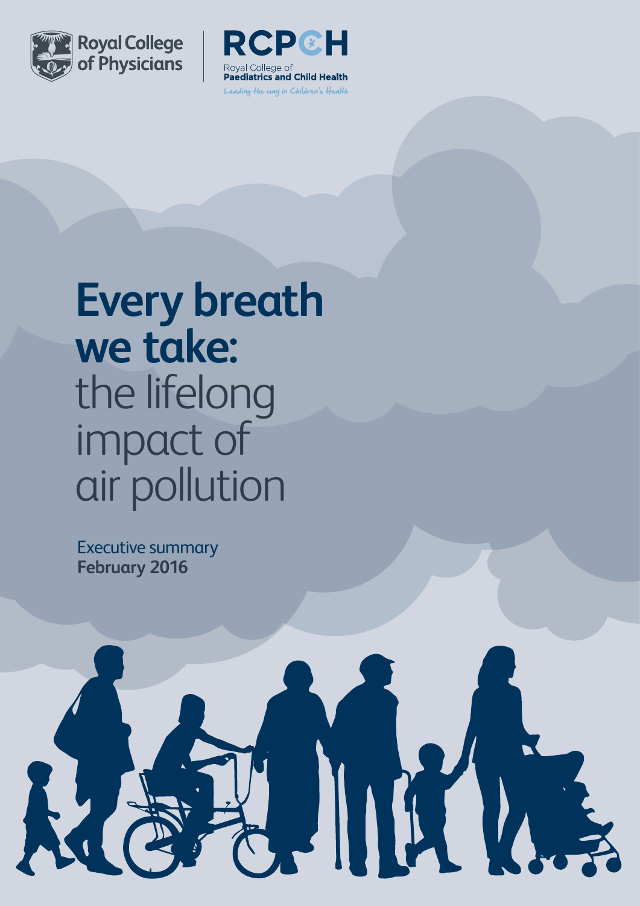Royal College of Physicians

RCPCH

Royal College of Paediatrics and Child Health

*Leading the way in Children's Health*

# **Every breath we take:** the lifelong impact of air pollution

Executive summary

**February 2016**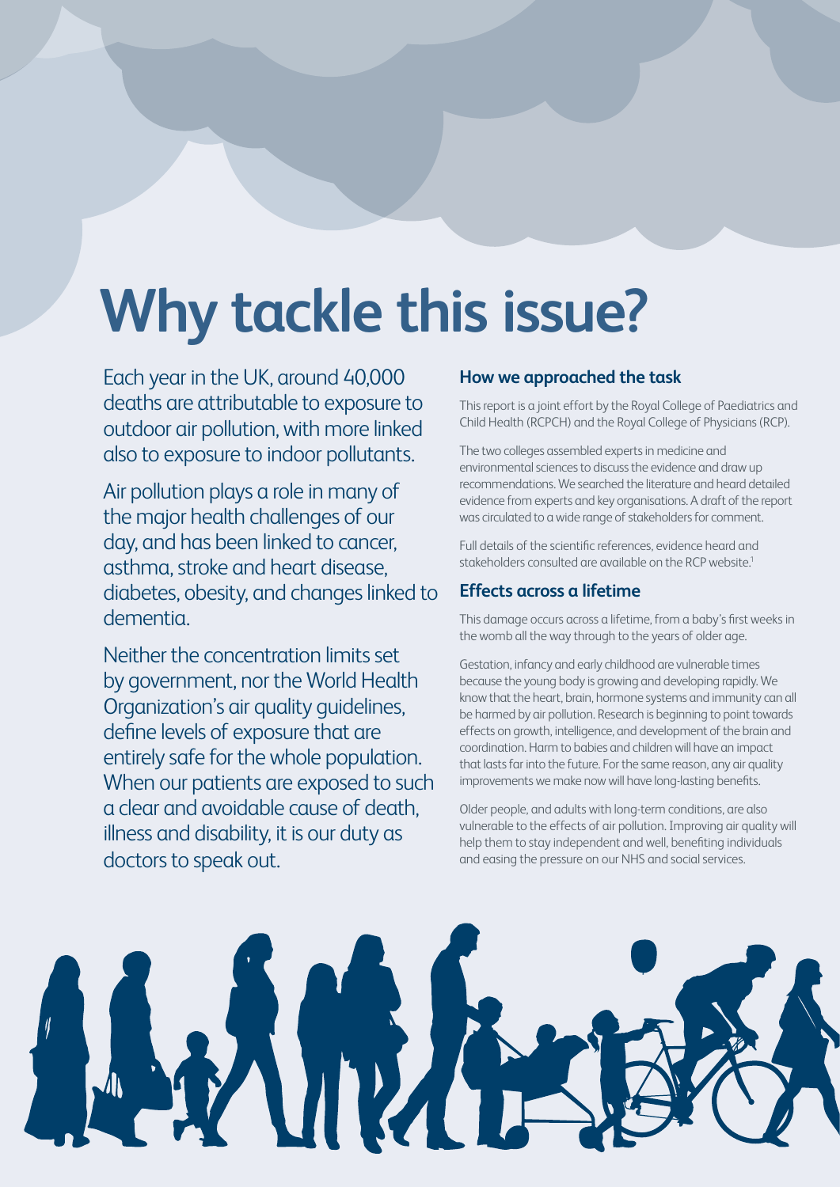# Why tackle this issue?

Each year in the UK, around 40,000 deaths are attributable to exposure to outdoor air pollution, with more linked also to exposure to indoor pollutants.

Air pollution plays a role in many of the major health challenges of our day, and has been linked to cancer, asthma, stroke and heart disease, diabetes, obesity, and changes linked to dementia.

Neither the concentration limits set by government, nor the World Health Organization's air quality guidelines, define levels of exposure that are entirely safe for the whole population. When our patients are exposed to such a clear and avoidable cause of death, illness and disability, it is our duty as doctors to speak out.

### How we approached the task

This report is a joint effort by the Royal College of Paediatrics and Child Health (RCPCH) and the Royal College of Physicians (RCP).

The two colleges assembled experts in medicine and environmental sciences to discuss the evidence and draw up recommendations. We searched the literature and heard detailed evidence from experts and key organisations. A draft of the report was circulated to a wide range of stakeholders for comment.

Full details of the scientific references, evidence heard and stakeholders consulted are available on the RCP website.[1]

### Effects across a lifetime

This damage occurs across a lifetime, from a baby's first weeks in the womb all the way through to the years of older age.

Gestation, infancy and early childhood are vulnerable times because the young body is growing and developing rapidly. We know that the heart, brain, hormone systems and immunity can all be harmed by air pollution. Research is beginning to point towards effects on growth, intelligence, and development of the brain and coordination. Harm to babies and children will have an impact that lasts far into the future. For the same reason, any air quality improvements we make now will have long-lasting benefits.

Older people, and adults with long-term conditions, are also vulnerable to the effects of air pollution. Improving air quality will help them to stay independent and well, benefiting individuals and easing the pressure on our NHS and social services.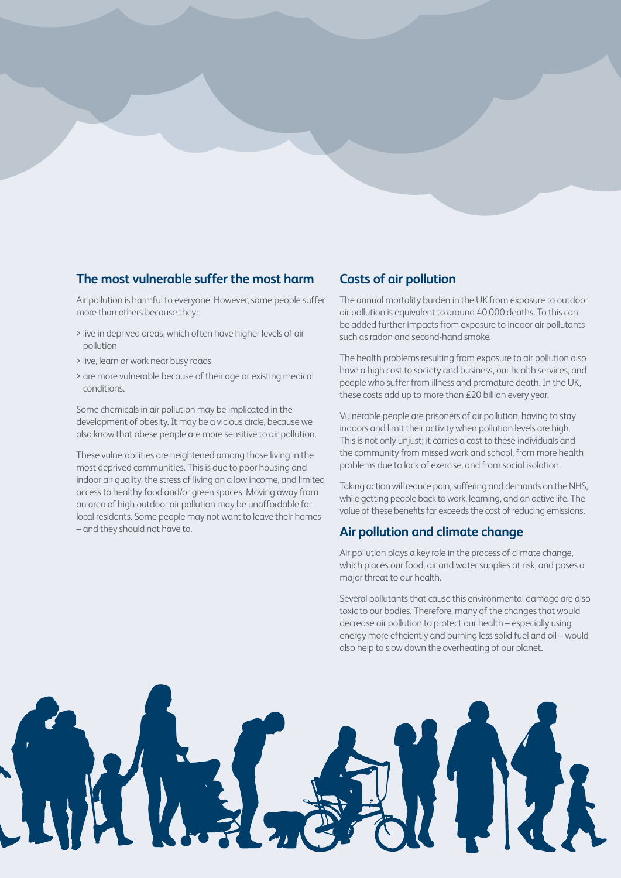## The most vulnerable suffer the most harm

Air pollution is harmful to everyone. However, some people suffer more than others because they:

> live in deprived areas, which often have higher levels of air pollution
> live, learn or work near busy roads
> are more vulnerable because of their age or existing medical conditions.

Some chemicals in air pollution may be implicated in the development of obesity. It may be a vicious circle, because we also know that obese people are more sensitive to air pollution.

These vulnerabilities are heightened among those living in the most deprived communities. This is due to poor housing and indoor air quality, the stress of living on a low income, and limited access to healthy food and/or green spaces. Moving away from an area of high outdoor air pollution may be unaffordable for local residents. Some people may not want to leave their homes – and they should not have to.

## Costs of air pollution

The annual mortality burden in the UK from exposure to outdoor air pollution is equivalent to around 40,000 deaths. To this can be added further impacts from exposure to indoor air pollutants such as radon and second-hand smoke.

The health problems resulting from exposure to air pollution also have a high cost to society and business, our health services, and people who suffer from illness and premature death. In the UK, these costs add up to more than £20 billion every year.

Vulnerable people are prisoners of air pollution, having to stay indoors and limit their activity when pollution levels are high. This is not only unjust; it carries a cost to these individuals and the community from missed work and school, from more health problems due to lack of exercise, and from social isolation.

Taking action will reduce pain, suffering and demands on the NHS, while getting people back to work, learning, and an active life. The value of these benefits far exceeds the cost of reducing emissions.

## Air pollution and climate change

Air pollution plays a key role in the process of climate change, which places our food, air and water supplies at risk, and poses a major threat to our health.

Several pollutants that cause this environmental damage are also toxic to our bodies. Therefore, many of the changes that would decrease air pollution to protect our health – especially using energy more efficiently and burning less solid fuel and oil – would also help to slow down the overheating of our planet.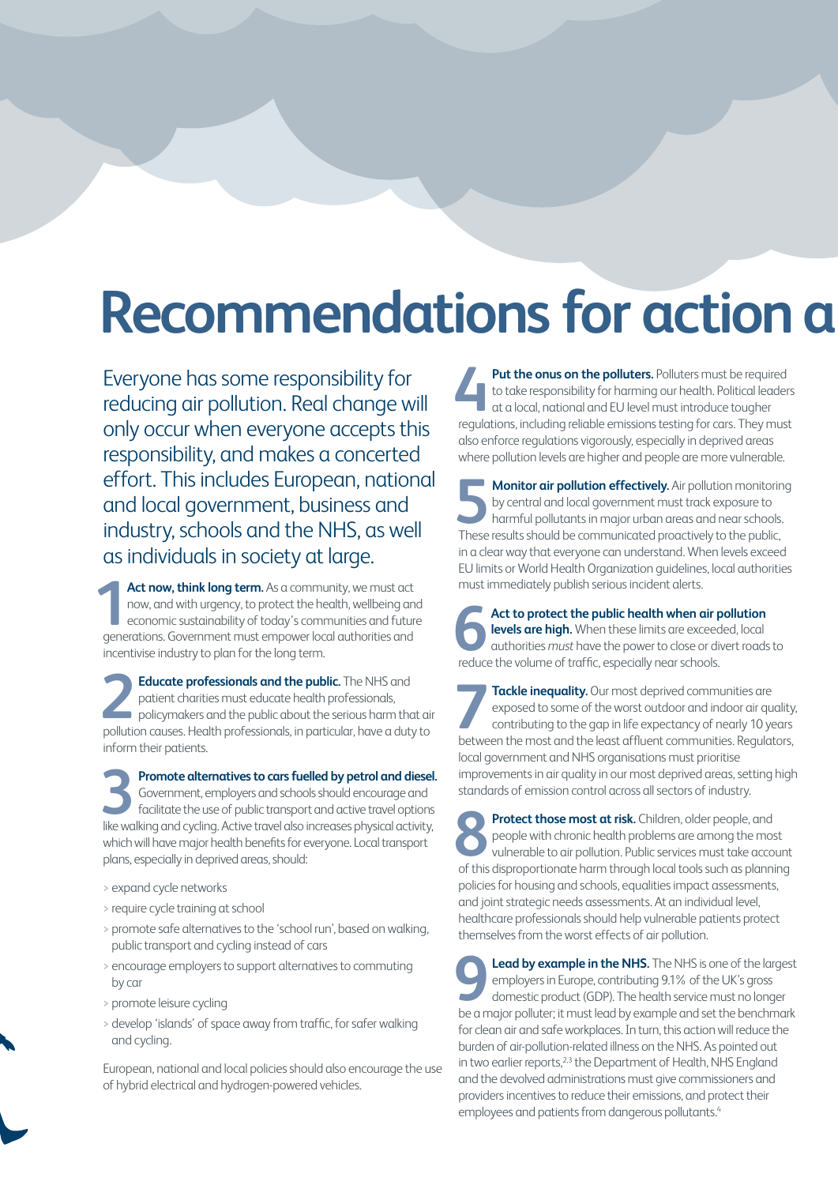# Recommendations for action a

Everyone has some responsibility for reducing air pollution. Real change will only occur when everyone accepts this responsibility, and makes a concerted effort. This includes European, national and local government, business and industry, schools and the NHS, as well as individuals in society at large.

**1 Act now, think long term.** As a community, we must act now, and with urgency, to protect the health, wellbeing and economic sustainability of today's communities and future generations. Government must empower local authorities and incentivise industry to plan for the long term.

**2 Educate professionals and the public.** The NHS and patient charities must educate health professionals, policymakers and the public about the serious harm that air pollution causes. Health professionals, in particular, have a duty to inform their patients.

**3 Promote alternatives to cars fuelled by petrol and diesel.** Government, employers and schools should encourage and facilitate the use of public transport and active travel options like walking and cycling. Active travel also increases physical activity, which will have major health benefits for everyone. Local transport plans, especially in deprived areas, should:

- expand cycle networks
- require cycle training at school
- promote safe alternatives to the 'school run', based on walking, public transport and cycling instead of cars
- encourage employers to support alternatives to commuting by car
- promote leisure cycling
- develop 'islands' of space away from traffic, for safer walking and cycling.

European, national and local policies should also encourage the use of hybrid electrical and hydrogen-powered vehicles.

**4 Put the onus on the polluters.** Polluters must be required to take responsibility for harming our health. Political leaders at a local, national and EU level must introduce tougher regulations, including reliable emissions testing for cars. They must also enforce regulations vigorously, especially in deprived areas where pollution levels are higher and people are more vulnerable.

**5 Monitor air pollution effectively.** Air pollution monitoring by central and local government must track exposure to harmful pollutants in major urban areas and near schools. These results should be communicated proactively to the public, in a clear way that everyone can understand. When levels exceed EU limits or World Health Organization guidelines, local authorities must immediately publish serious incident alerts.

**6 Act to protect the public health when air pollution levels are high.** When these limits are exceeded, local authorities *must* have the power to close or divert roads to reduce the volume of traffic, especially near schools.

**7 Tackle inequality.** Our most deprived communities are exposed to some of the worst outdoor and indoor air quality, contributing to the gap in life expectancy of nearly 10 years between the most and the least affluent communities. Regulators, local government and NHS organisations must prioritise improvements in air quality in our most deprived areas, setting high standards of emission control across all sectors of industry.

**8 Protect those most at risk.** Children, older people, and people with chronic health problems are among the most vulnerable to air pollution. Public services must take account of this disproportionate harm through local tools such as planning policies for housing and schools, equalities impact assessments, and joint strategic needs assessments. At an individual level, healthcare professionals should help vulnerable patients protect themselves from the worst effects of air pollution.

**9 Lead by example in the NHS.** The NHS is one of the largest employers in Europe, contributing 9.1% of the UK's gross domestic product (GDP). The health service must no longer be a major polluter; it must lead by example and set the benchmark for clean air and safe workplaces. In turn, this action will reduce the burden of air-pollution-related illness on the NHS. As pointed out in two earlier reports,[2,3] the Department of Health, NHS England and the devolved administrations must give commissioners and providers incentives to reduce their emissions, and protect their employees and patients from dangerous pollutants.[4]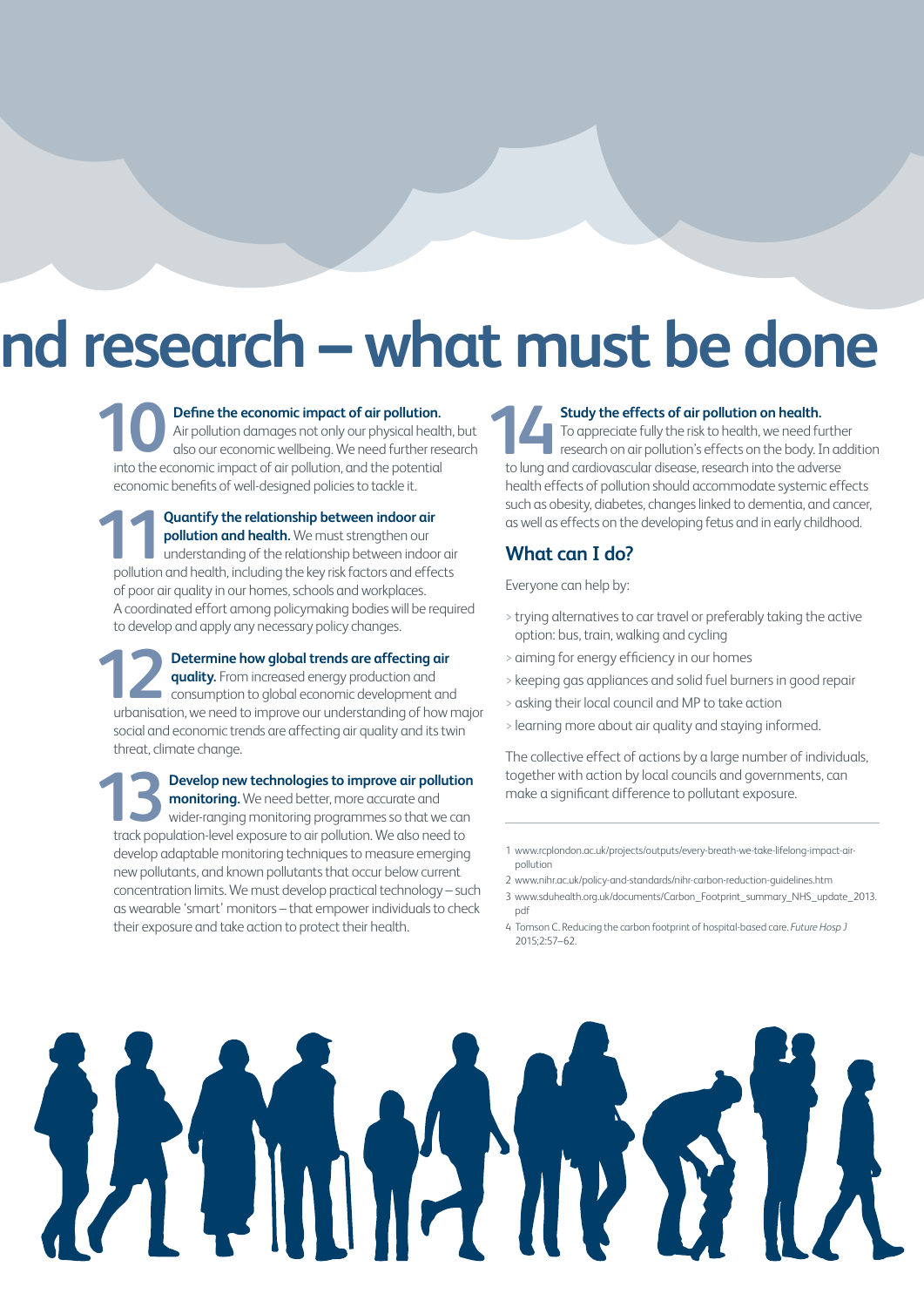# nd research – what must be done

**10** **Define the economic impact of air pollution.** Air pollution damages not only our physical health, but also our economic wellbeing. We need further research into the economic impact of air pollution, and the potential economic benefits of well-designed policies to tackle it.

**11** **Quantify the relationship between indoor air pollution and health.** We must strengthen our understanding of the relationship between indoor air pollution and health, including the key risk factors and effects of poor air quality in our homes, schools and workplaces. A coordinated effort among policymaking bodies will be required to develop and apply any necessary policy changes.

**12** **Determine how global trends are affecting air quality.** From increased energy production and consumption to global economic development and urbanisation, we need to improve our understanding of how major social and economic trends are affecting air quality and its twin threat, climate change.

**13** **Develop new technologies to improve air pollution monitoring.** We need better, more accurate and wider-ranging monitoring programmes so that we can track population-level exposure to air pollution. We also need to develop adaptable monitoring techniques to measure emerging new pollutants, and known pollutants that occur below current concentration limits. We must develop practical technology – such as wearable 'smart' monitors – that empower individuals to check their exposure and take action to protect their health.

**14** **Study the effects of air pollution on health.** To appreciate fully the risk to health, we need further research on air pollution's effects on the body. In addition to lung and cardiovascular disease, research into the adverse health effects of pollution should accommodate systemic effects such as obesity, diabetes, changes linked to dementia, and cancer, as well as effects on the developing fetus and in early childhood.

## What can I do?

Everyone can help by:

- trying alternatives to car travel or preferably taking the active option: bus, train, walking and cycling
- aiming for energy efficiency in our homes
- keeping gas appliances and solid fuel burners in good repair
- asking their local council and MP to take action
- learning more about air quality and staying informed.

The collective effect of actions by a large number of individuals, together with action by local councils and governments, can make a significant difference to pollutant exposure.

---

1 www.rcplondon.ac.uk/projects/outputs/every-breath-we-take-lifelong-impact-air-pollution
2 www.nihr.ac.uk/policy-and-standards/nihr-carbon-reduction-guidelines.htm
3 www.sduhealth.org.uk/documents/Carbon_Footprint_summary_NHS_update_2013.pdf
4 Tomson C. Reducing the carbon footprint of hospital-based care. *Future Hosp J* 2015;2:57–62.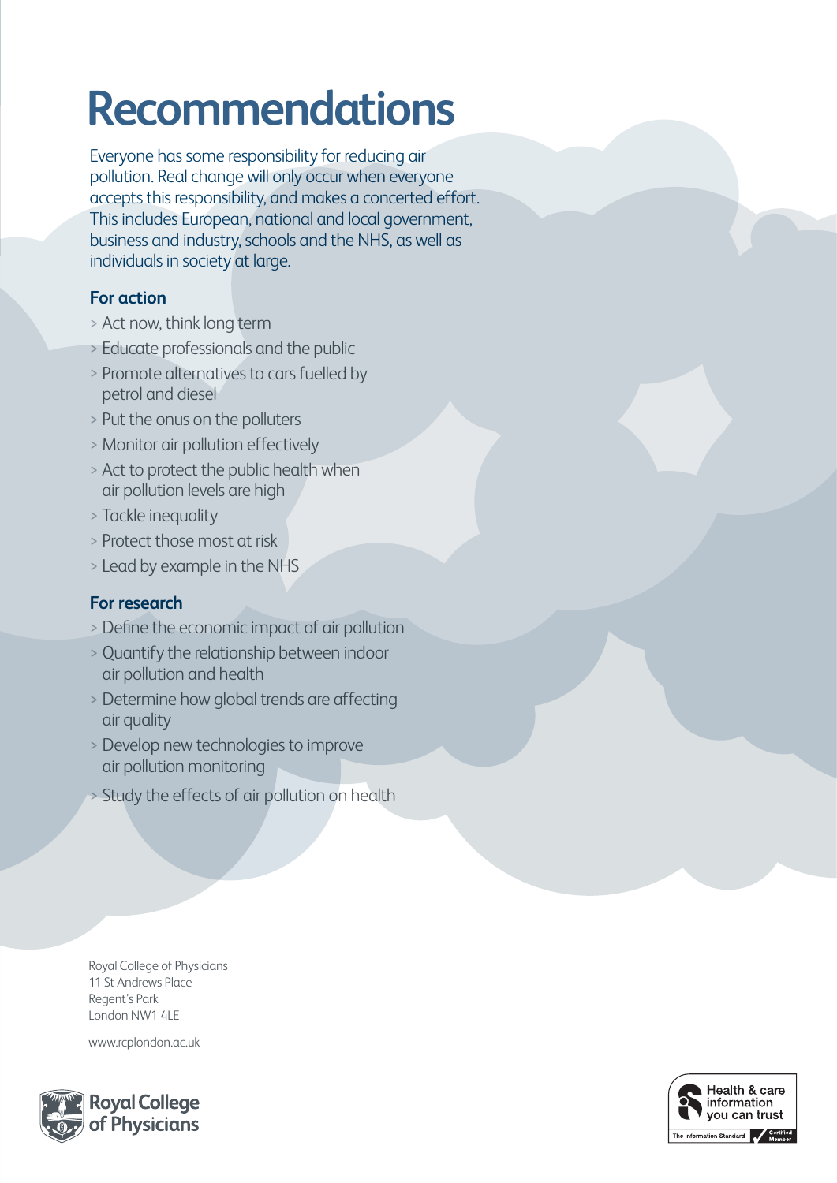# Recommendations

Everyone has some responsibility for reducing air pollution. Real change will only occur when everyone accepts this responsibility, and makes a concerted effort. This includes European, national and local government, business and industry, schools and the NHS, as well as individuals in society at large.

## For action

- Act now, think long term
- Educate professionals and the public
- Promote alternatives to cars fuelled by petrol and diesel
- Put the onus on the polluters
- Monitor air pollution effectively
- Act to protect the public health when air pollution levels are high
- Tackle inequality
- Protect those most at risk
- Lead by example in the NHS

## For research

- Define the economic impact of air pollution
- Quantify the relationship between indoor air pollution and health
- Determine how global trends are affecting air quality
- Develop new technologies to improve air pollution monitoring
- Study the effects of air pollution on health

Royal College of Physicians
11 St Andrews Place
Regent's Park
London NW1 4LE

www.rcplondon.ac.uk

Royal College of Physicians

Health & care information you can trust
The Information Standard
Certified Member